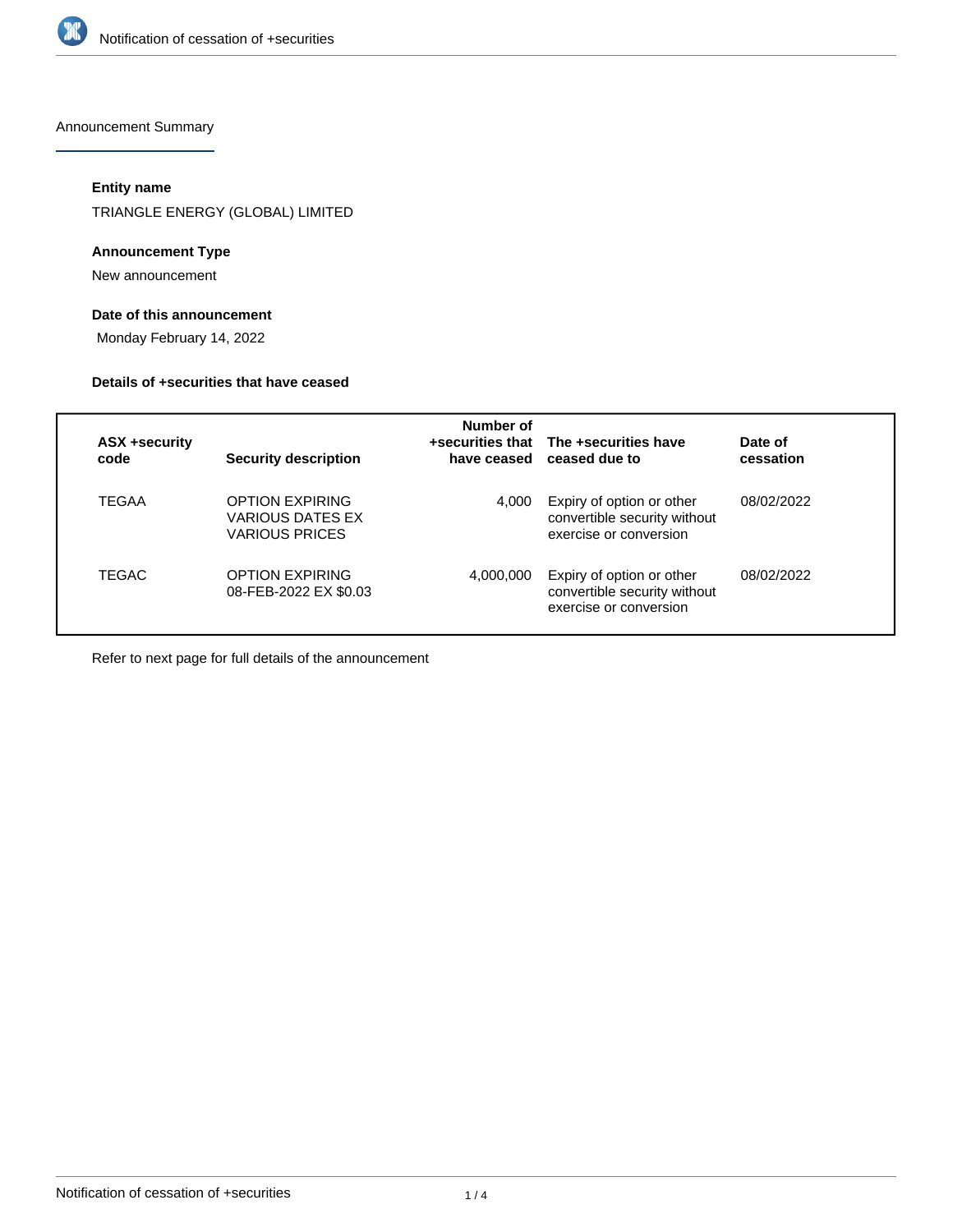Announcement Summary

#### Entity name

TRIANGLE ENERGY (GLOBAL) LIMITED

#### Announcement Type

New announcement

#### Date of this announcement

Monday February 14, 2022

#### Details of +securities that have ceased

| ASX +security code | Security description | Number of +securities that have ceased | The +securities have ceased due to | Date of cessation |
|---|---|---|---|---|
| TEGAA | OPTION EXPIRING VARIOUS DATES EX VARIOUS PRICES | 4,000 | Expiry of option or other convertible security without exercise or conversion | 08/02/2022 |
| TEGAC | OPTION EXPIRING 08-FEB-2022 EX $0.03 | 4,000,000 | Expiry of option or other convertible security without exercise or conversion | 08/02/2022 |

Refer to next page for full details of the announcement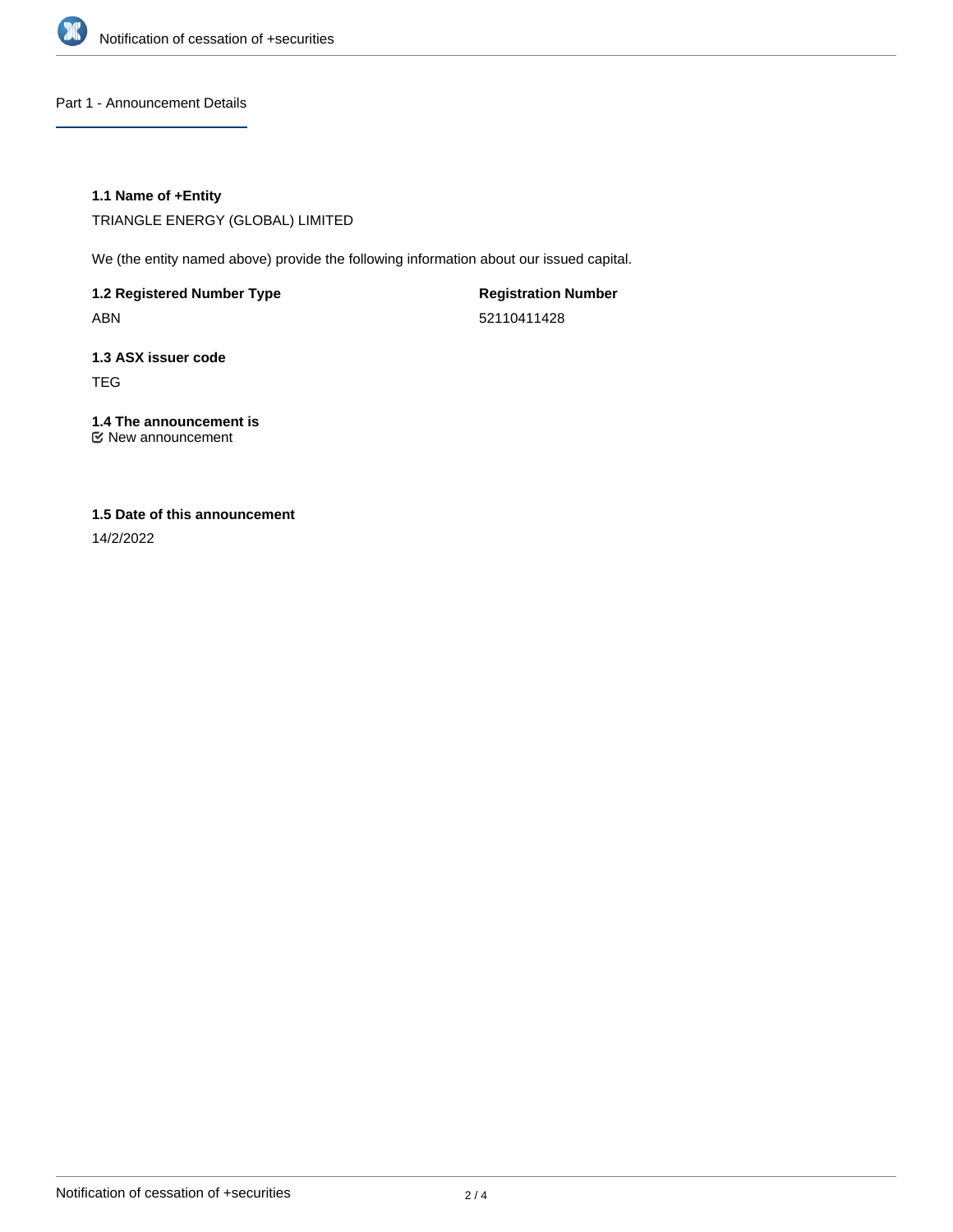## Part 1 - Announcement Details

### 1.1 Name of +Entity

TRIANGLE ENERGY (GLOBAL) LIMITED

We (the entity named above) provide the following information about our issued capital.

**1.2 Registered Number Type**

ABN

**Registration Number**

52110411428

**1.3 ASX issuer code**

TEG

**1.4 The announcement is**

☑ New announcement

**1.5 Date of this announcement**

14/2/2022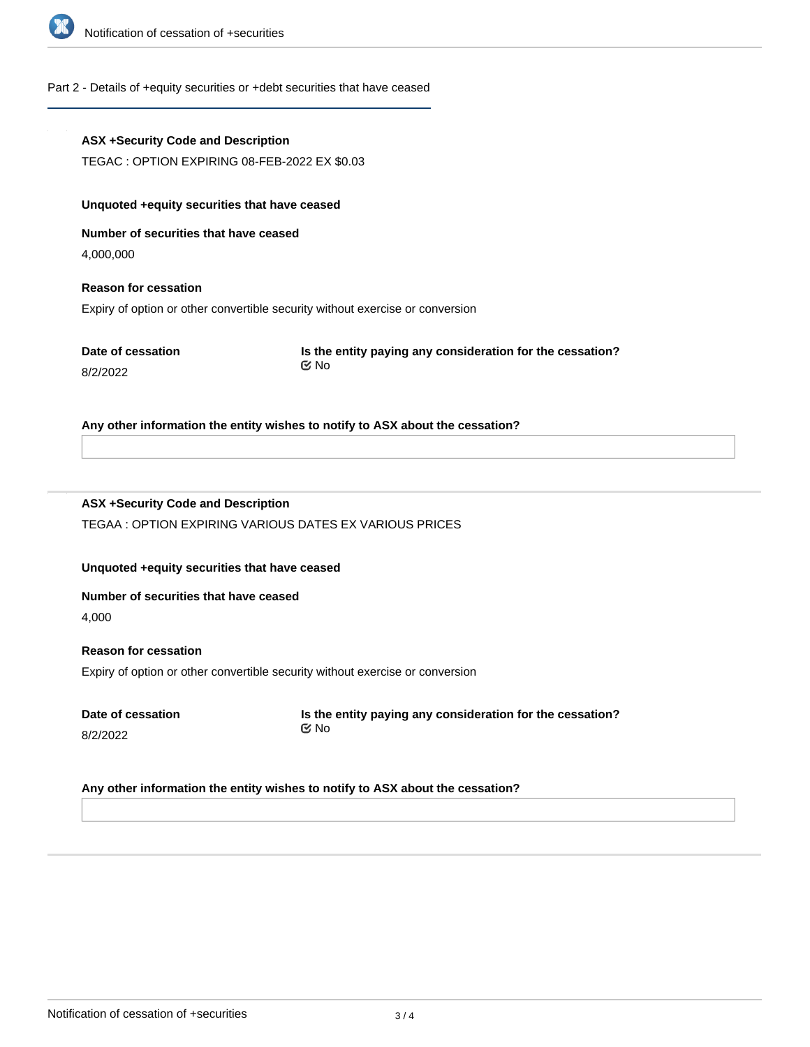## Part 2 - Details of +equity securities or +debt securities that have ceased

**ASX +Security Code and Description**

TEGAC : OPTION EXPIRING 08-FEB-2022 EX $0.03

**Unquoted +equity securities that have ceased**

**Number of securities that have ceased**

4,000,000

**Reason for cessation**

Expiry of option or other convertible security without exercise or conversion

**Date of cessation**

8/2/2022

**Is the entity paying any consideration for the cessation?**

No

**Any other information the entity wishes to notify to ASX about the cessation?**

---

**ASX +Security Code and Description**

TEGAA : OPTION EXPIRING VARIOUS DATES EX VARIOUS PRICES

**Unquoted +equity securities that have ceased**

**Number of securities that have ceased**

4,000

**Reason for cessation**

Expiry of option or other convertible security without exercise or conversion

**Date of cessation**

8/2/2022

**Is the entity paying any consideration for the cessation?**

No

**Any other information the entity wishes to notify to ASX about the cessation?**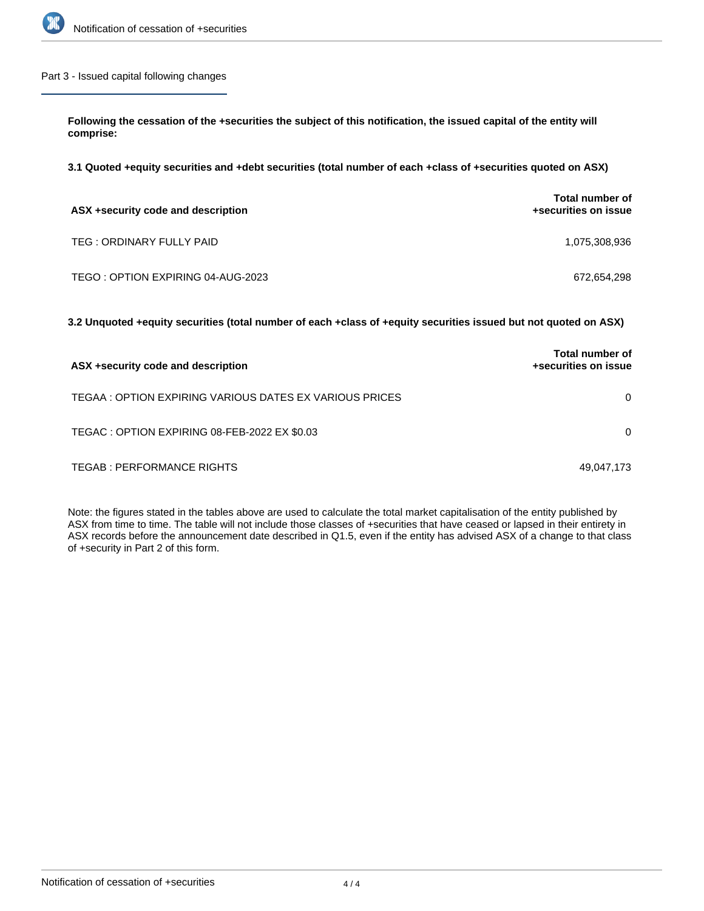## Part 3 - Issued capital following changes

**Following the cessation of the +securities the subject of this notification, the issued capital of the entity will comprise:**

**3.1 Quoted +equity securities and +debt securities (total number of each +class of +securities quoted on ASX)**

| ASX +security code and description | Total number of +securities on issue |
|---|---|
| TEG : ORDINARY FULLY PAID | 1,075,308,936 |
| TEGO : OPTION EXPIRING 04-AUG-2023 | 672,654,298 |

**3.2 Unquoted +equity securities (total number of each +class of +equity securities issued but not quoted on ASX)**

| ASX +security code and description | Total number of +securities on issue |
|---|---|
| TEGAA : OPTION EXPIRING VARIOUS DATES EX VARIOUS PRICES | 0 |
| TEGAC : OPTION EXPIRING 08-FEB-2022 EX $0.03 | 0 |
| TEGAB : PERFORMANCE RIGHTS | 49,047,173 |

Note: the figures stated in the tables above are used to calculate the total market capitalisation of the entity published by ASX from time to time. The table will not include those classes of +securities that have ceased or lapsed in their entirety in ASX records before the announcement date described in Q1.5, even if the entity has advised ASX of a change to that class of +security in Part 2 of this form.